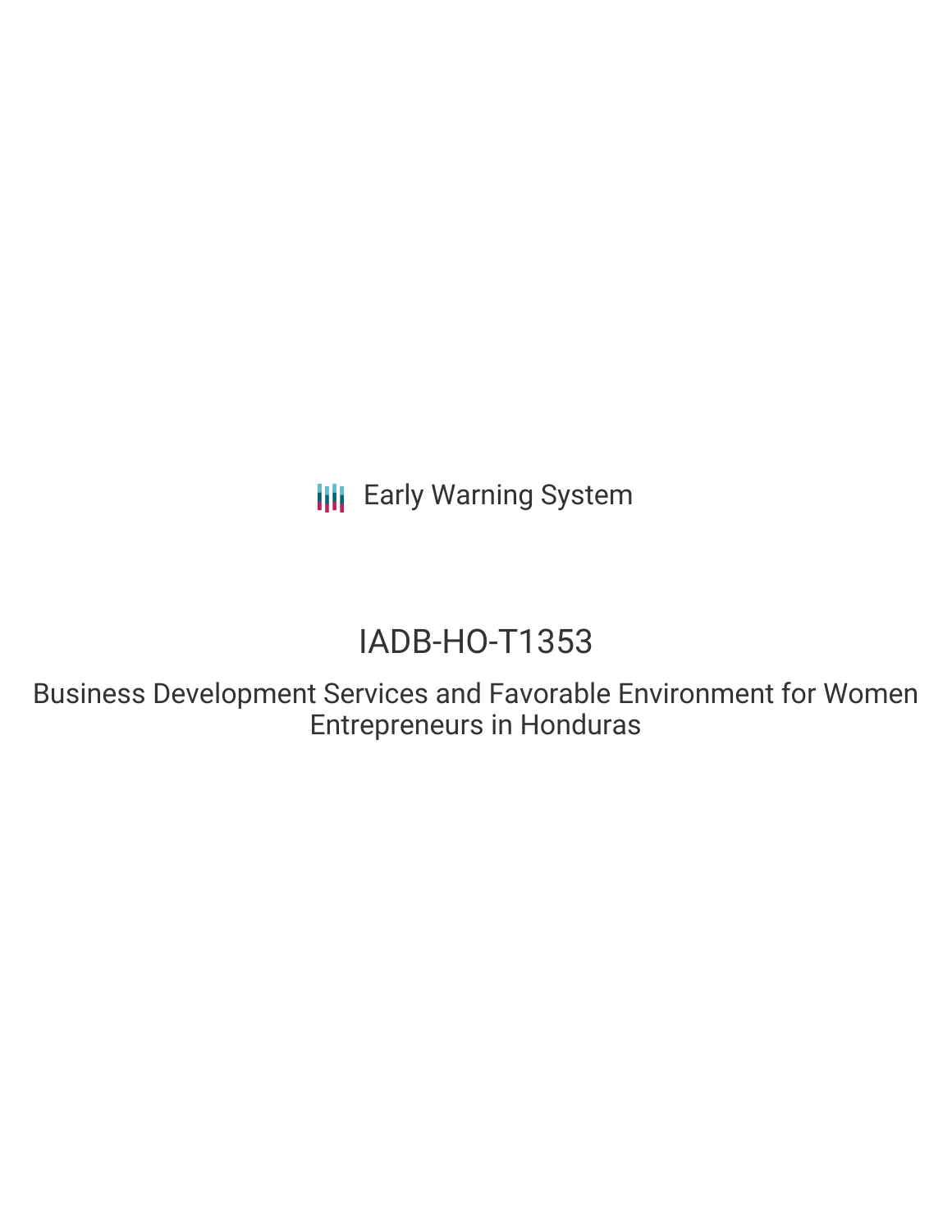Early Warning System

# IADB-HO-T1353

## Business Development Services and Favorable Environment for Women Entrepreneurs in Honduras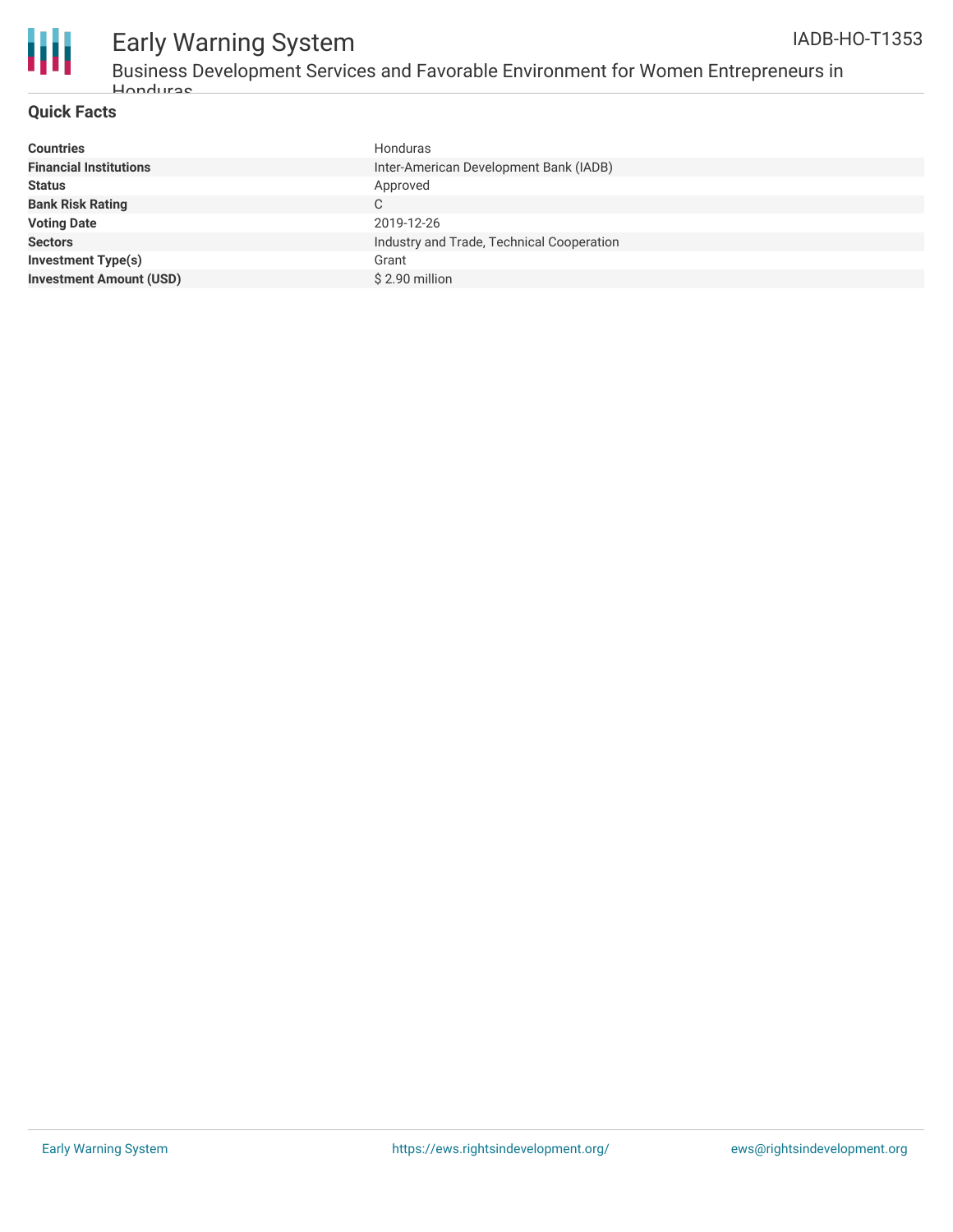## Quick Facts

| | |
|---|---|
| **Countries** | Honduras |
| **Financial Institutions** | Inter-American Development Bank (IADB) |
| **Status** | Approved |
| **Bank Risk Rating** | C |
| **Voting Date** | 2019-12-26 |
| **Sectors** | Industry and Trade, Technical Cooperation |
| **Investment Type(s)** | Grant |
| **Investment Amount (USD)** | $ 2.90 million |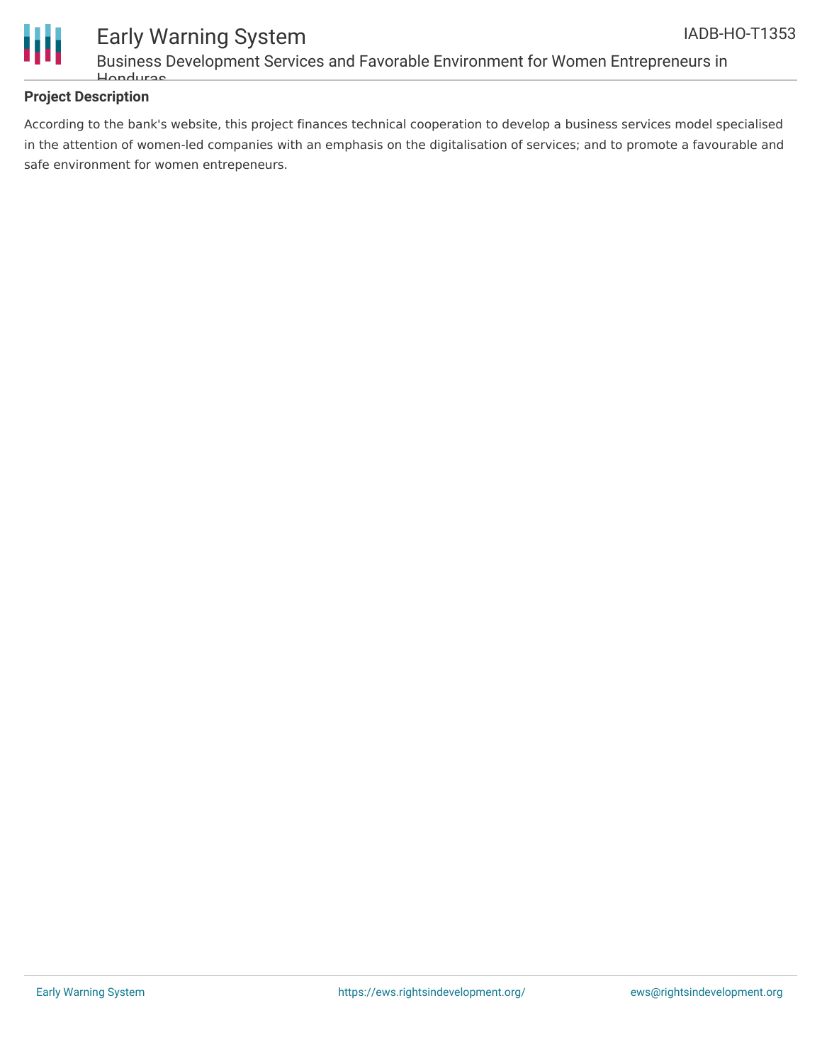## Project Description

According to the bank's website, this project finances technical cooperation to develop a business services model specialised in the attention of women-led companies with an emphasis on the digitalisation of services; and to promote a favourable and safe environment for women entrepeneurs.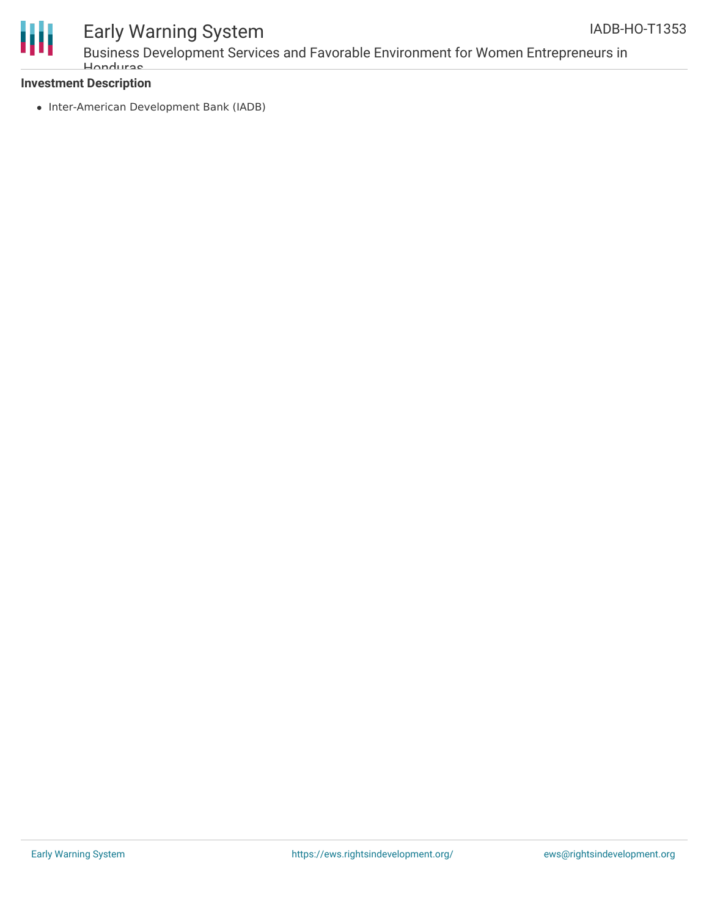**Investment Description**

- Inter-American Development Bank (IADB)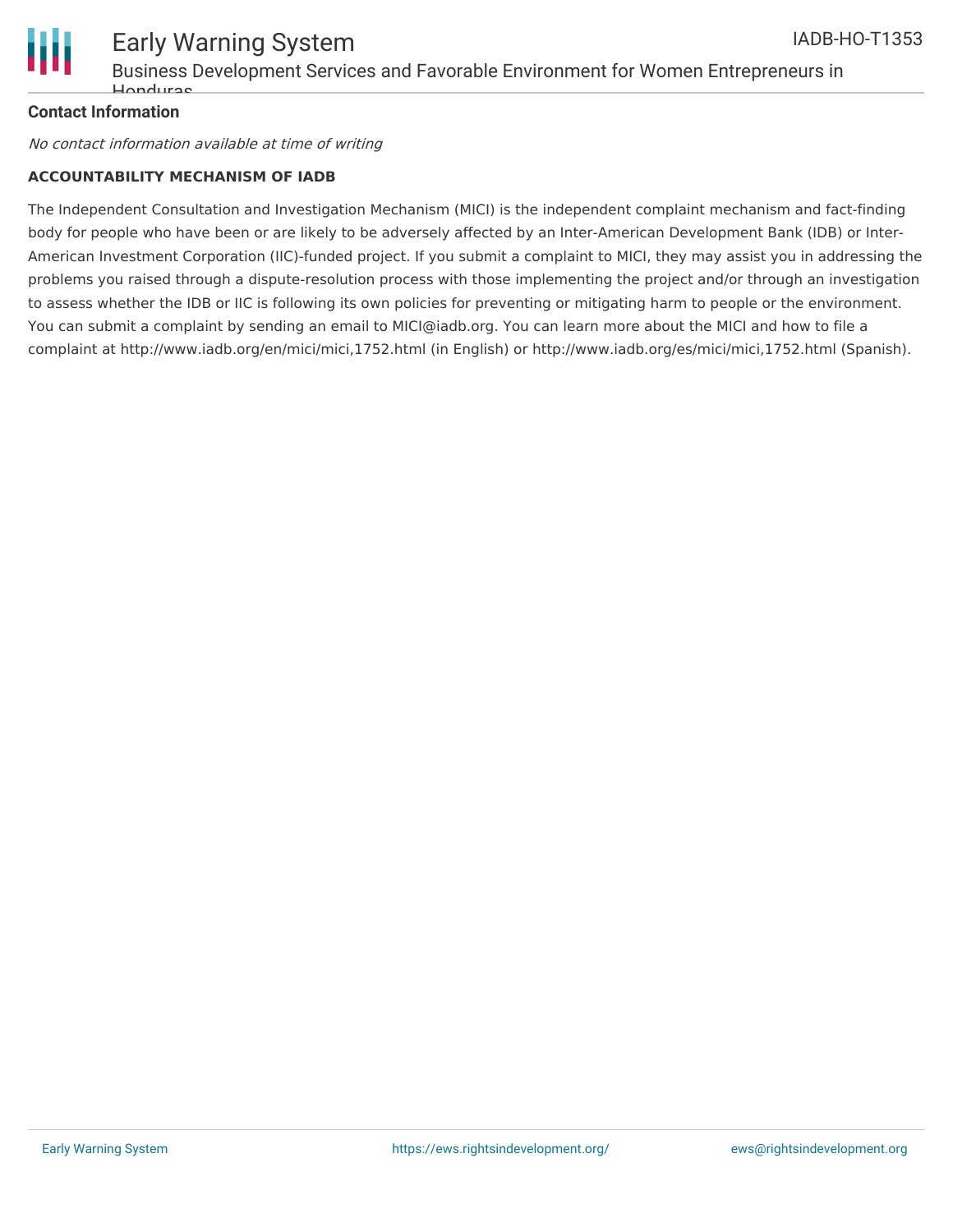**Contact Information**

*No contact information available at time of writing*

**ACCOUNTABILITY MECHANISM OF IADB**

The Independent Consultation and Investigation Mechanism (MICI) is the independent complaint mechanism and fact-finding body for people who have been or are likely to be adversely affected by an Inter-American Development Bank (IDB) or Inter-American Investment Corporation (IIC)-funded project. If you submit a complaint to MICI, they may assist you in addressing the problems you raised through a dispute-resolution process with those implementing the project and/or through an investigation to assess whether the IDB or IIC is following its own policies for preventing or mitigating harm to people or the environment. You can submit a complaint by sending an email to MICI@iadb.org. You can learn more about the MICI and how to file a complaint at http://www.iadb.org/en/mici/mici,1752.html (in English) or http://www.iadb.org/es/mici/mici,1752.html (Spanish).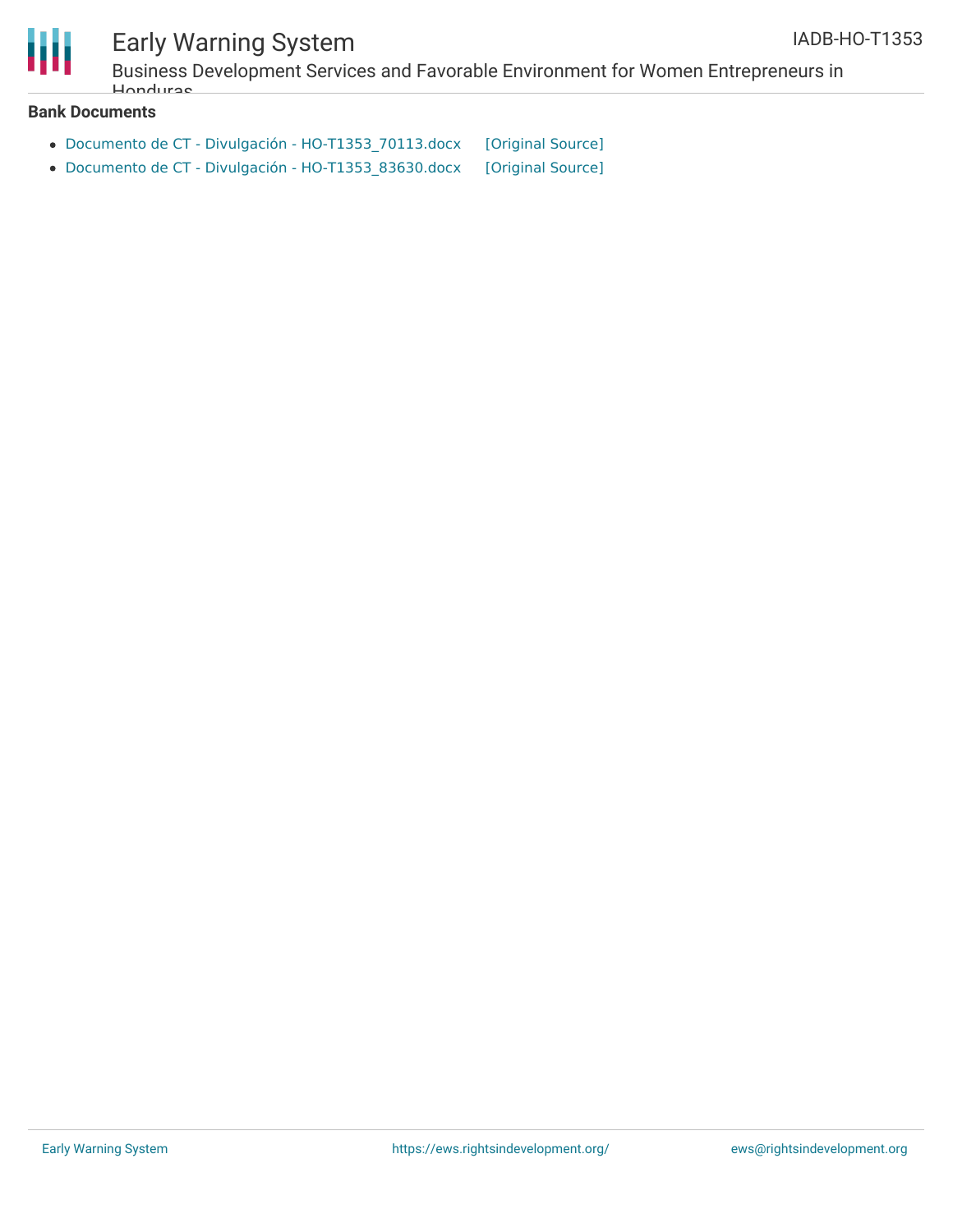## Bank Documents

- Documento de CT - Divulgación - HO-T1353_70113.docx [Original Source]
- Documento de CT - Divulgación - HO-T1353_83630.docx [Original Source]